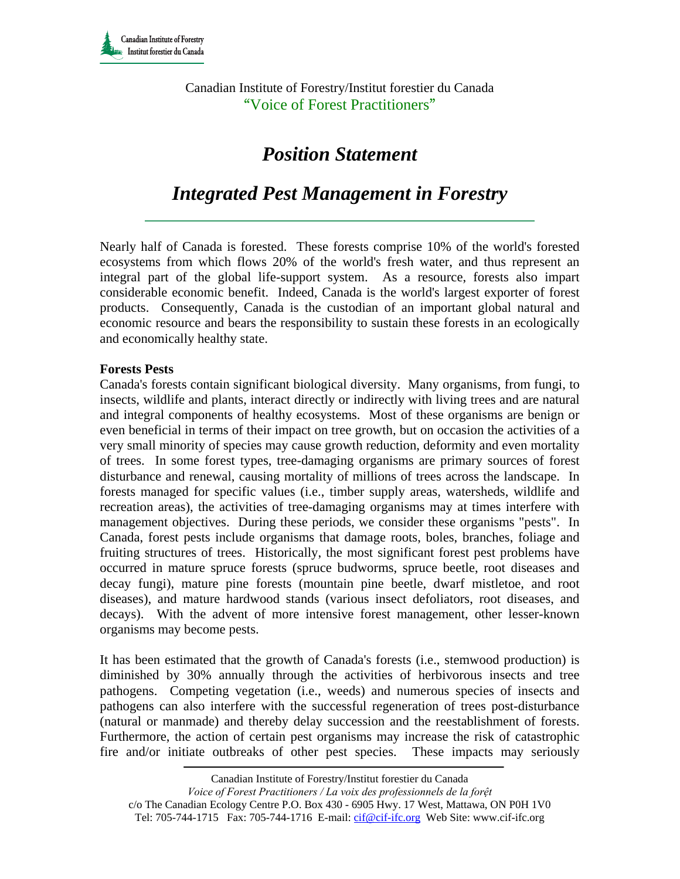Canadian Institute of Forestry/Institut forestier du Canada
"Voice of Forest Practitioners"

# *Position Statement*

# *Integrated Pest Management in Forestry*

Nearly half of Canada is forested. These forests comprise 10% of the world's forested ecosystems from which flows 20% of the world's fresh water, and thus represent an integral part of the global life-support system. As a resource, forests also impart considerable economic benefit. Indeed, Canada is the world's largest exporter of forest products. Consequently, Canada is the custodian of an important global natural and economic resource and bears the responsibility to sustain these forests in an ecologically and economically healthy state.

**Forests Pests**

Canada's forests contain significant biological diversity. Many organisms, from fungi, to insects, wildlife and plants, interact directly or indirectly with living trees and are natural and integral components of healthy ecosystems. Most of these organisms are benign or even beneficial in terms of their impact on tree growth, but on occasion the activities of a very small minority of species may cause growth reduction, deformity and even mortality of trees. In some forest types, tree-damaging organisms are primary sources of forest disturbance and renewal, causing mortality of millions of trees across the landscape. In forests managed for specific values (i.e., timber supply areas, watersheds, wildlife and recreation areas), the activities of tree-damaging organisms may at times interfere with management objectives. During these periods, we consider these organisms "pests". In Canada, forest pests include organisms that damage roots, boles, branches, foliage and fruiting structures of trees. Historically, the most significant forest pest problems have occurred in mature spruce forests (spruce budworms, spruce beetle, root diseases and decay fungi), mature pine forests (mountain pine beetle, dwarf mistletoe, and root diseases), and mature hardwood stands (various insect defoliators, root diseases, and decays). With the advent of more intensive forest management, other lesser-known organisms may become pests.

It has been estimated that the growth of Canada's forests (i.e., stemwood production) is diminished by 30% annually through the activities of herbivorous insects and tree pathogens. Competing vegetation (i.e., weeds) and numerous species of insects and pathogens can also interfere with the successful regeneration of trees post-disturbance (natural or manmade) and thereby delay succession and the reestablishment of forests. Furthermore, the action of certain pest organisms may increase the risk of catastrophic fire and/or initiate outbreaks of other pest species. These impacts may seriously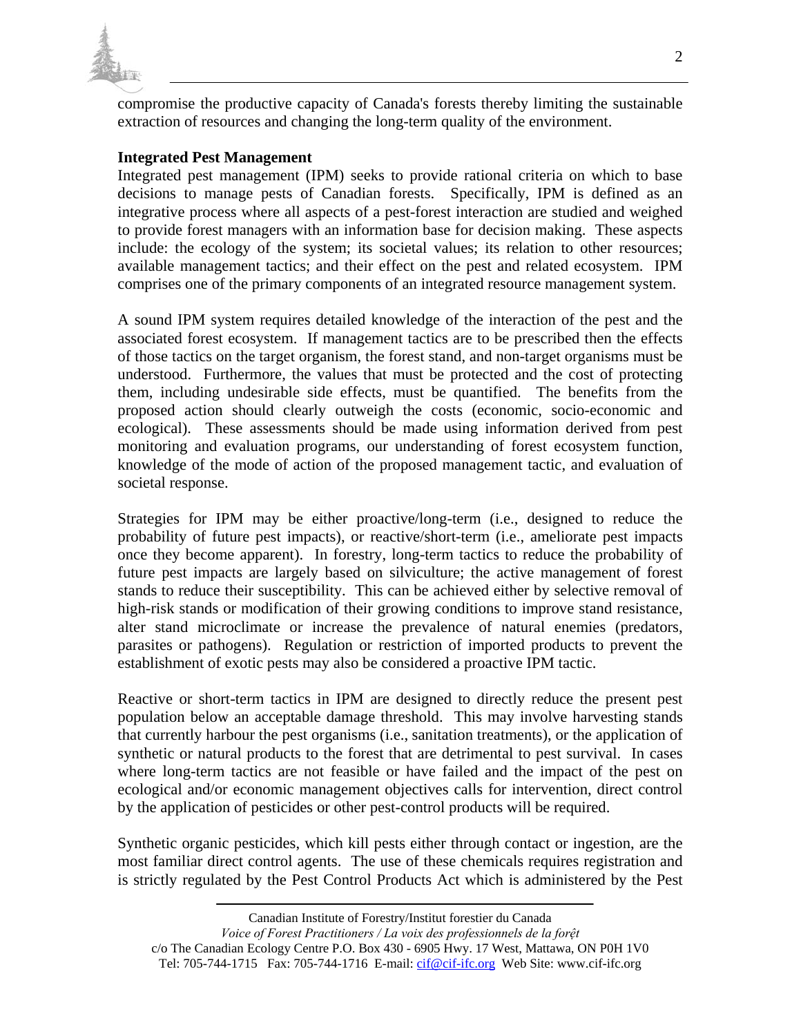compromise the productive capacity of Canada's forests thereby limiting the sustainable extraction of resources and changing the long-term quality of the environment.

**Integrated Pest Management**

Integrated pest management (IPM) seeks to provide rational criteria on which to base decisions to manage pests of Canadian forests. Specifically, IPM is defined as an integrative process where all aspects of a pest-forest interaction are studied and weighed to provide forest managers with an information base for decision making. These aspects include: the ecology of the system; its societal values; its relation to other resources; available management tactics; and their effect on the pest and related ecosystem. IPM comprises one of the primary components of an integrated resource management system.

A sound IPM system requires detailed knowledge of the interaction of the pest and the associated forest ecosystem. If management tactics are to be prescribed then the effects of those tactics on the target organism, the forest stand, and non-target organisms must be understood. Furthermore, the values that must be protected and the cost of protecting them, including undesirable side effects, must be quantified. The benefits from the proposed action should clearly outweigh the costs (economic, socio-economic and ecological). These assessments should be made using information derived from pest monitoring and evaluation programs, our understanding of forest ecosystem function, knowledge of the mode of action of the proposed management tactic, and evaluation of societal response.

Strategies for IPM may be either proactive/long-term (i.e., designed to reduce the probability of future pest impacts), or reactive/short-term (i.e., ameliorate pest impacts once they become apparent). In forestry, long-term tactics to reduce the probability of future pest impacts are largely based on silviculture; the active management of forest stands to reduce their susceptibility. This can be achieved either by selective removal of high-risk stands or modification of their growing conditions to improve stand resistance, alter stand microclimate or increase the prevalence of natural enemies (predators, parasites or pathogens). Regulation or restriction of imported products to prevent the establishment of exotic pests may also be considered a proactive IPM tactic.

Reactive or short-term tactics in IPM are designed to directly reduce the present pest population below an acceptable damage threshold. This may involve harvesting stands that currently harbour the pest organisms (i.e., sanitation treatments), or the application of synthetic or natural products to the forest that are detrimental to pest survival. In cases where long-term tactics are not feasible or have failed and the impact of the pest on ecological and/or economic management objectives calls for intervention, direct control by the application of pesticides or other pest-control products will be required.

Synthetic organic pesticides, which kill pests either through contact or ingestion, are the most familiar direct control agents. The use of these chemicals requires registration and is strictly regulated by the Pest Control Products Act which is administered by the Pest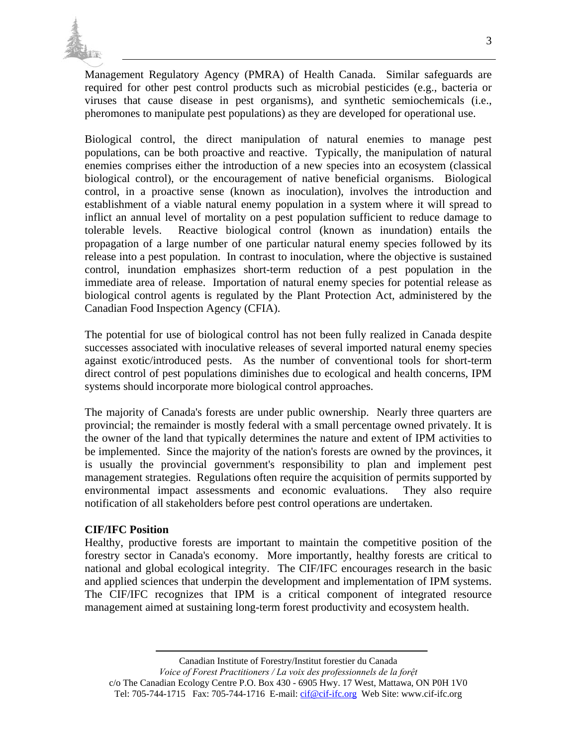Management Regulatory Agency (PMRA) of Health Canada. Similar safeguards are required for other pest control products such as microbial pesticides (e.g., bacteria or viruses that cause disease in pest organisms), and synthetic semiochemicals (i.e., pheromones to manipulate pest populations) as they are developed for operational use.

Biological control, the direct manipulation of natural enemies to manage pest populations, can be both proactive and reactive. Typically, the manipulation of natural enemies comprises either the introduction of a new species into an ecosystem (classical biological control), or the encouragement of native beneficial organisms. Biological control, in a proactive sense (known as inoculation), involves the introduction and establishment of a viable natural enemy population in a system where it will spread to inflict an annual level of mortality on a pest population sufficient to reduce damage to tolerable levels. Reactive biological control (known as inundation) entails the propagation of a large number of one particular natural enemy species followed by its release into a pest population. In contrast to inoculation, where the objective is sustained control, inundation emphasizes short-term reduction of a pest population in the immediate area of release. Importation of natural enemy species for potential release as biological control agents is regulated by the Plant Protection Act, administered by the Canadian Food Inspection Agency (CFIA).

The potential for use of biological control has not been fully realized in Canada despite successes associated with inoculative releases of several imported natural enemy species against exotic/introduced pests. As the number of conventional tools for short-term direct control of pest populations diminishes due to ecological and health concerns, IPM systems should incorporate more biological control approaches.

The majority of Canada's forests are under public ownership. Nearly three quarters are provincial; the remainder is mostly federal with a small percentage owned privately. It is the owner of the land that typically determines the nature and extent of IPM activities to be implemented. Since the majority of the nation's forests are owned by the provinces, it is usually the provincial government's responsibility to plan and implement pest management strategies. Regulations often require the acquisition of permits supported by environmental impact assessments and economic evaluations. They also require notification of all stakeholders before pest control operations are undertaken.

**CIF/IFC Position**

Healthy, productive forests are important to maintain the competitive position of the forestry sector in Canada's economy. More importantly, healthy forests are critical to national and global ecological integrity. The CIF/IFC encourages research in the basic and applied sciences that underpin the development and implementation of IPM systems. The CIF/IFC recognizes that IPM is a critical component of integrated resource management aimed at sustaining long-term forest productivity and ecosystem health.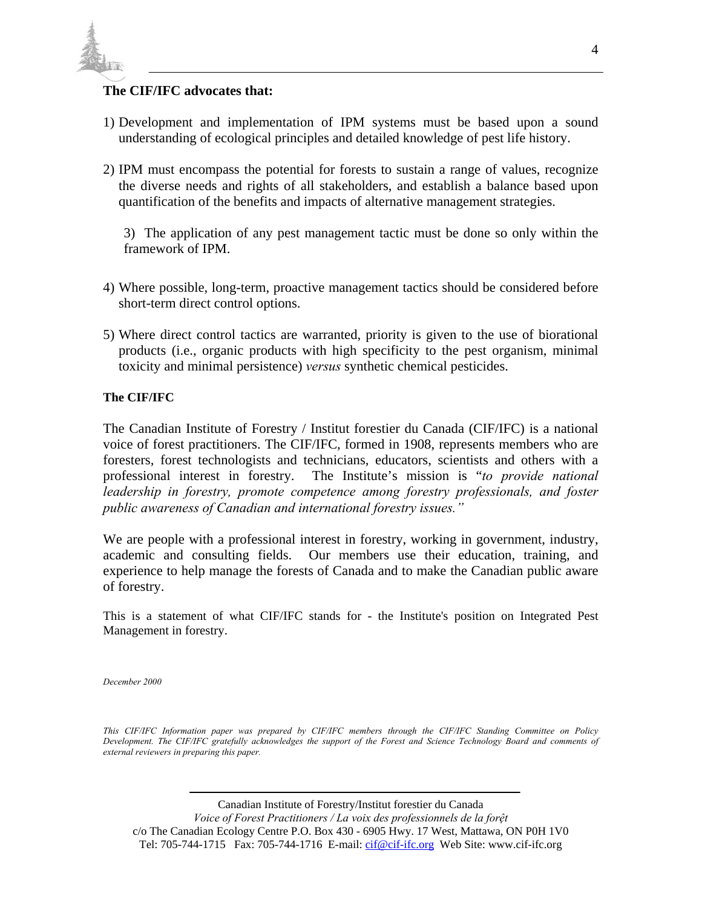**The CIF/IFC advocates that:**

1) Development and implementation of IPM systems must be based upon a sound understanding of ecological principles and detailed knowledge of pest life history.

2) IPM must encompass the potential for forests to sustain a range of values, recognize the diverse needs and rights of all stakeholders, and establish a balance based upon quantification of the benefits and impacts of alternative management strategies.

3) The application of any pest management tactic must be done so only within the framework of IPM.

4) Where possible, long-term, proactive management tactics should be considered before short-term direct control options.

5) Where direct control tactics are warranted, priority is given to the use of biorational products (i.e., organic products with high specificity to the pest organism, minimal toxicity and minimal persistence) *versus* synthetic chemical pesticides.

**The CIF/IFC**

The Canadian Institute of Forestry / Institut forestier du Canada (CIF/IFC) is a national voice of forest practitioners. The CIF/IFC, formed in 1908, represents members who are foresters, forest technologists and technicians, educators, scientists and others with a professional interest in forestry. The Institute's mission is "*to provide national leadership in forestry, promote competence among forestry professionals, and foster public awareness of Canadian and international forestry issues.*"

We are people with a professional interest in forestry, working in government, industry, academic and consulting fields. Our members use their education, training, and experience to help manage the forests of Canada and to make the Canadian public aware of forestry.

This is a statement of what CIF/IFC stands for - the Institute's position on Integrated Pest Management in forestry.

*December 2000*

*This CIF/IFC Information paper was prepared by CIF/IFC members through the CIF/IFC Standing Committee on Policy Development. The CIF/IFC gratefully acknowledges the support of the Forest and Science Technology Board and comments of external reviewers in preparing this paper.*

Canadian Institute of Forestry/Institut forestier du Canada
*Voice of Forest Practitioners / La voix des professionnels de la forêt*
c/o The Canadian Ecology Centre P.O. Box 430 - 6905 Hwy. 17 West, Mattawa, ON P0H 1V0
Tel: 705-744-1715 Fax: 705-744-1716 E-mail: cif@cif-ifc.org Web Site: www.cif-ifc.org